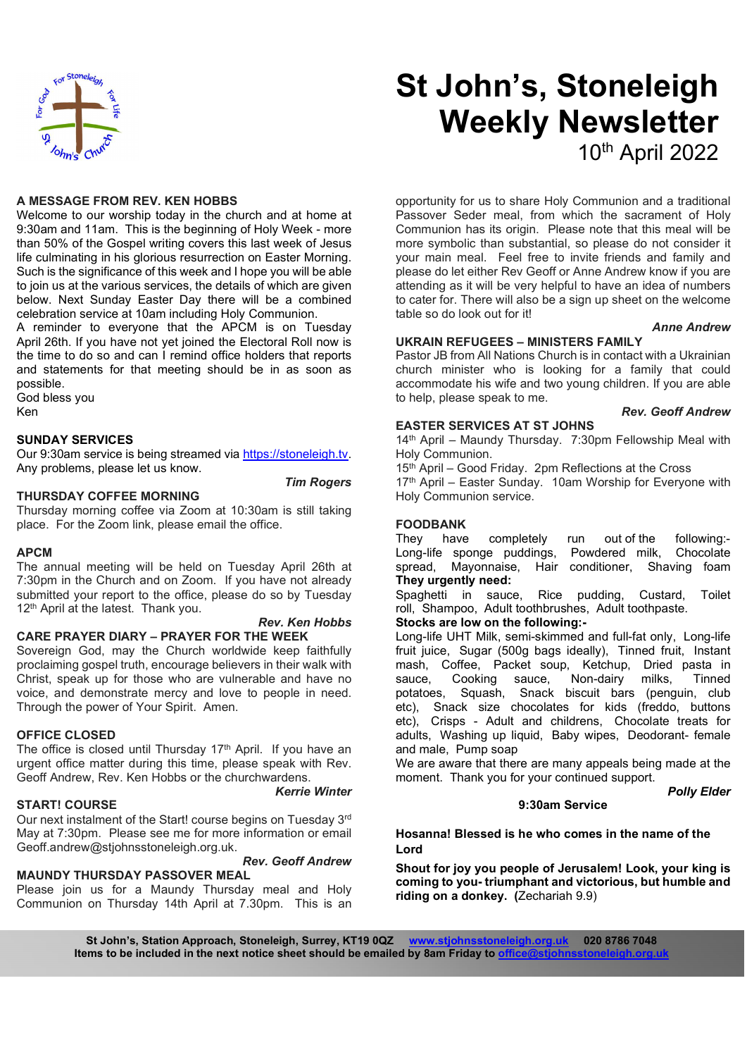# St John's, Stoneleigh Weekly Newsletter

10th April 2022

**A MESSAGE FROM REV. KEN HOBBS**

Welcome to our worship today in the church and at home at 9:30am and 11am. This is the beginning of Holy Week - more than 50% of the Gospel writing covers this last week of Jesus life culminating in his glorious resurrection on Easter Morning. Such is the significance of this week and I hope you will be able to join us at the various services, the details of which are given below. Next Sunday Easter Day there will be a combined celebration service at 10am including Holy Communion.

A reminder to everyone that the APCM is on Tuesday April 26th. If you have not yet joined the Electoral Roll now is the time to do so and can I remind office holders that reports and statements for that meeting should be in as soon as possible.

God bless you

Ken

**SUNDAY SERVICES**

Our 9:30am service is being streamed via https://stoneleigh.tv. Any problems, please let us know.

*Tim Rogers*

**THURSDAY COFFEE MORNING**

Thursday morning coffee via Zoom at 10:30am is still taking place. For the Zoom link, please email the office.

**APCM**

The annual meeting will be held on Tuesday April 26th at 7:30pm in the Church and on Zoom. If you have not already submitted your report to the office, please do so by Tuesday 12th April at the latest. Thank you.

*Rev. Ken Hobbs*

**CARE PRAYER DIARY – PRAYER FOR THE WEEK**

Sovereign God, may the Church worldwide keep faithfully proclaiming gospel truth, encourage believers in their walk with Christ, speak up for those who are vulnerable and have no voice, and demonstrate mercy and love to people in need. Through the power of Your Spirit. Amen.

**OFFICE CLOSED**

The office is closed until Thursday 17th April. If you have an urgent office matter during this time, please speak with Rev. Geoff Andrew, Rev. Ken Hobbs or the churchwardens.

*Kerrie Winter*

**START! COURSE**

Our next instalment of the Start! course begins on Tuesday 3rd May at 7:30pm. Please see me for more information or email Geoff.andrew@stjohnsstoneleigh.org.uk.

*Rev. Geoff Andrew*

**MAUNDY THURSDAY PASSOVER MEAL**

Please join us for a Maundy Thursday meal and Holy Communion on Thursday 14th April at 7.30pm. This is an opportunity for us to share Holy Communion and a traditional Passover Seder meal, from which the sacrament of Holy Communion has its origin. Please note that this meal will be more symbolic than substantial, so please do not consider it your main meal. Feel free to invite friends and family and please do let either Rev Geoff or Anne Andrew know if you are attending as it will be very helpful to have an idea of numbers to cater for. There will also be a sign up sheet on the welcome table so do look out for it!

*Anne Andrew*

**UKRAIN REFUGEES – MINISTERS FAMILY**

Pastor JB from All Nations Church is in contact with a Ukrainian church minister who is looking for a family that could accommodate his wife and two young children. If you are able to help, please speak to me.

*Rev. Geoff Andrew*

**EASTER SERVICES AT ST JOHNS**

14th April – Maundy Thursday. 7:30pm Fellowship Meal with Holy Communion.

15th April – Good Friday. 2pm Reflections at the Cross

17th April – Easter Sunday. 10am Worship for Everyone with Holy Communion service.

**FOODBANK**

They have completely run out of the following:- Long-life sponge puddings, Powdered milk, Chocolate spread, Mayonnaise, Hair conditioner, Shaving foam

**They urgently need:**

Spaghetti in sauce, Rice pudding, Custard, Toilet roll, Shampoo, Adult toothbrushes, Adult toothpaste.

**Stocks are low on the following:-**

Long-life UHT Milk, semi-skimmed and full-fat only, Long-life fruit juice, Sugar (500g bags ideally), Tinned fruit, Instant mash, Coffee, Packet soup, Ketchup, Dried pasta in sauce, Cooking sauce, Non-dairy milks, Tinned potatoes, Squash, Snack biscuit bars (penguin, club etc), Snack size chocolates for kids (freddo, buttons etc), Crisps - Adult and childrens, Chocolate treats for adults, Washing up liquid, Baby wipes, Deodorant- female and male, Pump soap

We are aware that there are many appeals being made at the moment. Thank you for your continued support.

*Polly Elder*

**9:30am Service**

**Hosanna! Blessed is he who comes in the name of the Lord**

**Shout for joy you people of Jerusalem! Look, your king is coming to you- triumphant and victorious, but humble and riding on a donkey.** (Zechariah 9.9)

**St John's, Station Approach, Stoneleigh, Surrey, KT19 0QZ www.stjohnsstoneleigh.org.uk 020 8786 7048**
**Items to be included in the next notice sheet should be emailed by 8am Friday to office@stjohnsstoneleigh.org.uk**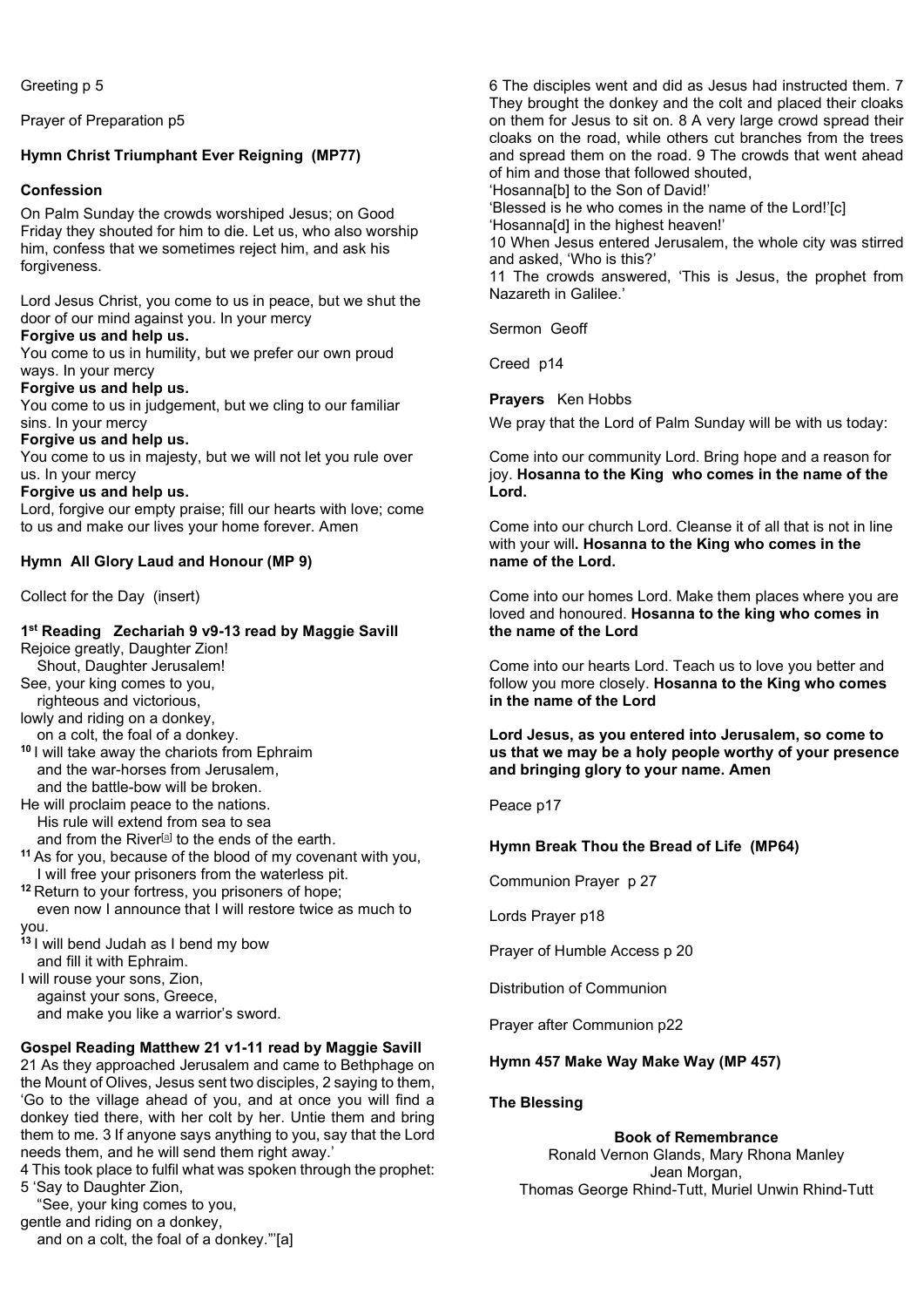Greeting p 5

Prayer of Preparation p5

**Hymn Christ Triumphant Ever Reigning (MP77)**

**Confession**

On Palm Sunday the crowds worshiped Jesus; on Good Friday they shouted for him to die. Let us, who also worship him, confess that we sometimes reject him, and ask his forgiveness.

Lord Jesus Christ, you come to us in peace, but we shut the door of our mind against you. In your mercy
**Forgive us and help us.**
You come to us in humility, but we prefer our own proud ways. In your mercy
**Forgive us and help us.**
You come to us in judgement, but we cling to our familiar sins. In your mercy
**Forgive us and help us.**
You come to us in majesty, but we will not let you rule over us. In your mercy
**Forgive us and help us.**
Lord, forgive our empty praise; fill our hearts with love; come to us and make our lives your home forever. Amen

**Hymn All Glory Laud and Honour (MP 9)**

Collect for the Day (insert)

**1st Reading Zechariah 9 v9-13 read by Maggie Savill**

Rejoice greatly, Daughter Zion!
Shout, Daughter Jerusalem!
See, your king comes to you,
righteous and victorious,
lowly and riding on a donkey,
on a colt, the foal of a donkey.
10 I will take away the chariots from Ephraim
and the war-horses from Jerusalem,
and the battle-bow will be broken.
He will proclaim peace to the nations.
His rule will extend from sea to sea
and from the River[a] to the ends of the earth.
11 As for you, because of the blood of my covenant with you,
I will free your prisoners from the waterless pit.
12 Return to your fortress, you prisoners of hope;
even now I announce that I will restore twice as much to you.
13 I will bend Judah as I bend my bow
and fill it with Ephraim.
I will rouse your sons, Zion,
against your sons, Greece,
and make you like a warrior's sword.

**Gospel Reading Matthew 21 v1-11 read by Maggie Savill**

21 As they approached Jerusalem and came to Bethphage on the Mount of Olives, Jesus sent two disciples, 2 saying to them, 'Go to the village ahead of you, and at once you will find a donkey tied there, with her colt by her. Untie them and bring them to me. 3 If anyone says anything to you, say that the Lord needs them, and he will send them right away.'
4 This took place to fulfil what was spoken through the prophet:
5 'Say to Daughter Zion,
"See, your king comes to you,
gentle and riding on a donkey,
and on a colt, the foal of a donkey."'[a]
6 The disciples went and did as Jesus had instructed them. 7 They brought the donkey and the colt and placed their cloaks on them for Jesus to sit on. 8 A very large crowd spread their cloaks on the road, while others cut branches from the trees and spread them on the road. 9 The crowds that went ahead of him and those that followed shouted,
'Hosanna[b] to the Son of David!'
'Blessed is he who comes in the name of the Lord!'[c]
'Hosanna[d] in the highest heaven!'
10 When Jesus entered Jerusalem, the whole city was stirred and asked, 'Who is this?'
11 The crowds answered, 'This is Jesus, the prophet from Nazareth in Galilee.'

Sermon Geoff

Creed p14

**Prayers** Ken Hobbs

We pray that the Lord of Palm Sunday will be with us today:

Come into our community Lord. Bring hope and a reason for joy. **Hosanna to the King who comes in the name of the Lord.**

Come into our church Lord. Cleanse it of all that is not in line with your will**. Hosanna to the King who comes in the name of the Lord.**

Come into our homes Lord. Make them places where you are loved and honoured. **Hosanna to the king who comes in the name of the Lord**

Come into our hearts Lord. Teach us to love you better and follow you more closely. **Hosanna to the King who comes in the name of the Lord**

**Lord Jesus, as you entered into Jerusalem, so come to us that we may be a holy people worthy of your presence and bringing glory to your name. Amen**

Peace p17

**Hymn Break Thou the Bread of Life (MP64)**

Communion Prayer p 27

Lords Prayer p18

Prayer of Humble Access p 20

Distribution of Communion

Prayer after Communion p22

**Hymn 457 Make Way Make Way (MP 457)**

**The Blessing**

**Book of Remembrance**

Ronald Vernon Glands, Mary Rhona Manley
Jean Morgan,
Thomas George Rhind-Tutt, Muriel Unwin Rhind-Tutt